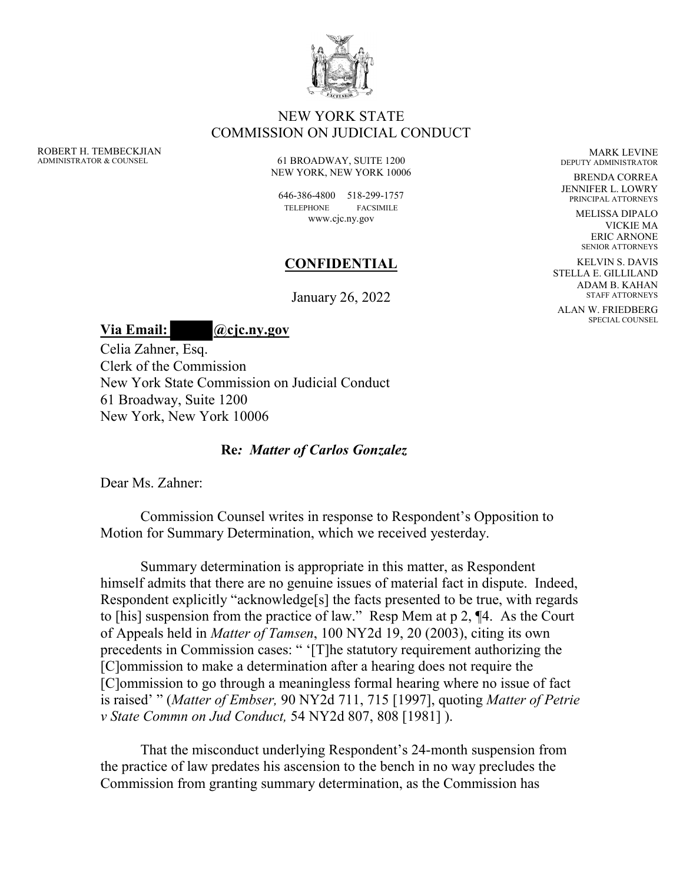NEW YORK STATE
COMMISSION ON JUDICIAL CONDUCT

ROBERT H. TEMBECKJIAN
ADMINISTRATOR & COUNSEL

61 BROADWAY, SUITE 1200
NEW YORK, NEW YORK 10006

646-386-4800 518-299-1757
TELEPHONE FACSIMILE
www.cjc.ny.gov

MARK LEVINE
DEPUTY ADMINISTRATOR

BRENDA CORREA
JENNIFER L. LOWRY
PRINCIPAL ATTORNEYS

MELISSA DIPALO
VICKIE MA
ERIC ARNONE
SENIOR ATTORNEYS

KELVIN S. DAVIS
STELLA E. GILLILAND
ADAM B. KAHAN
STAFF ATTORNEYS

ALAN W. FRIEDBERG
SPECIAL COUNSEL

**CONFIDENTIAL**

January 26, 2022

**Via Email: ███@cjc.ny.gov**

Celia Zahner, Esq.
Clerk of the Commission
New York State Commission on Judicial Conduct
61 Broadway, Suite 1200
New York, New York 10006

**Re: *Matter of Carlos Gonzalez***

Dear Ms. Zahner:

Commission Counsel writes in response to Respondent's Opposition to Motion for Summary Determination, which we received yesterday.

Summary determination is appropriate in this matter, as Respondent himself admits that there are no genuine issues of material fact in dispute. Indeed, Respondent explicitly "acknowledge[s] the facts presented to be true, with regards to [his] suspension from the practice of law." Resp Mem at p 2, ¶4. As the Court of Appeals held in *Matter of Tamsen*, 100 NY2d 19, 20 (2003), citing its own precedents in Commission cases: " '[T]he statutory requirement authorizing the [C]ommission to make a determination after a hearing does not require the [C]ommission to go through a meaningless formal hearing where no issue of fact is raised' " (*Matter of Embser,* 90 NY2d 711, 715 [1997], quoting *Matter of Petrie v State Commn on Jud Conduct,* 54 NY2d 807, 808 [1981] ).

That the misconduct underlying Respondent's 24-month suspension from the practice of law predates his ascension to the bench in no way precludes the Commission from granting summary determination, as the Commission has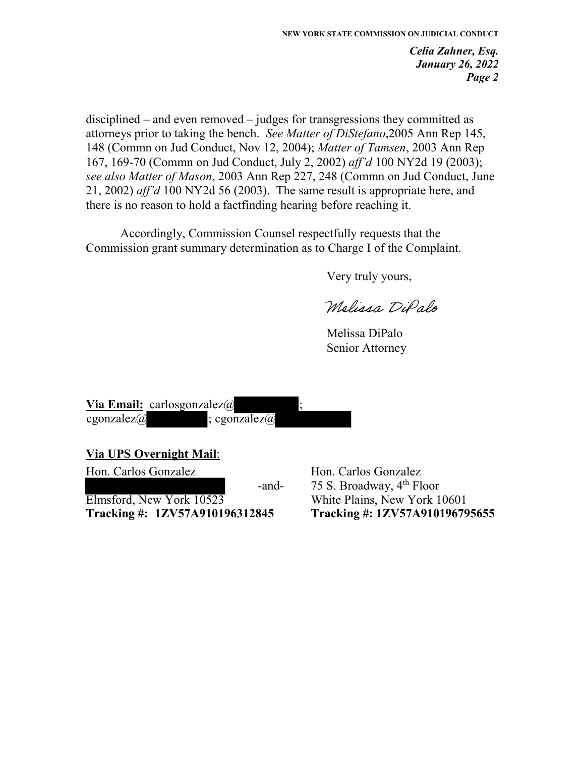disciplined – and even removed – judges for transgressions they committed as attorneys prior to taking the bench. *See Matter of DiStefano*,2005 Ann Rep 145, 148 (Commn on Jud Conduct, Nov 12, 2004); *Matter of Tamsen*, 2003 Ann Rep 167, 169-70 (Commn on Jud Conduct, July 2, 2002) *aff'd* 100 NY2d 19 (2003); *see also Matter of Mason*, 2003 Ann Rep 227, 248 (Commn on Jud Conduct, June 21, 2002) *aff'd* 100 NY2d 56 (2003). The same result is appropriate here, and there is no reason to hold a factfinding hearing before reaching it.

Accordingly, Commission Counsel respectfully requests that the Commission grant summary determination as to Charge I of the Complaint.

Very truly yours,

*Melissa DiPalo*

Melissa DiPalo
Senior Attorney

**Via Email:** carlosgonzalez@[REDACTED]; cgonzalez@[REDACTED]; cgonzalez@[REDACTED]

**Via UPS Overnight Mail**:

Hon. Carlos Gonzalez
[REDACTED]
Elmsford, New York 10523
**Tracking #: 1ZV57A910196312845**

-and-

Hon. Carlos Gonzalez
75 S. Broadway, 4th Floor
White Plains, New York 10601
**Tracking #: 1ZV57A910196795655**